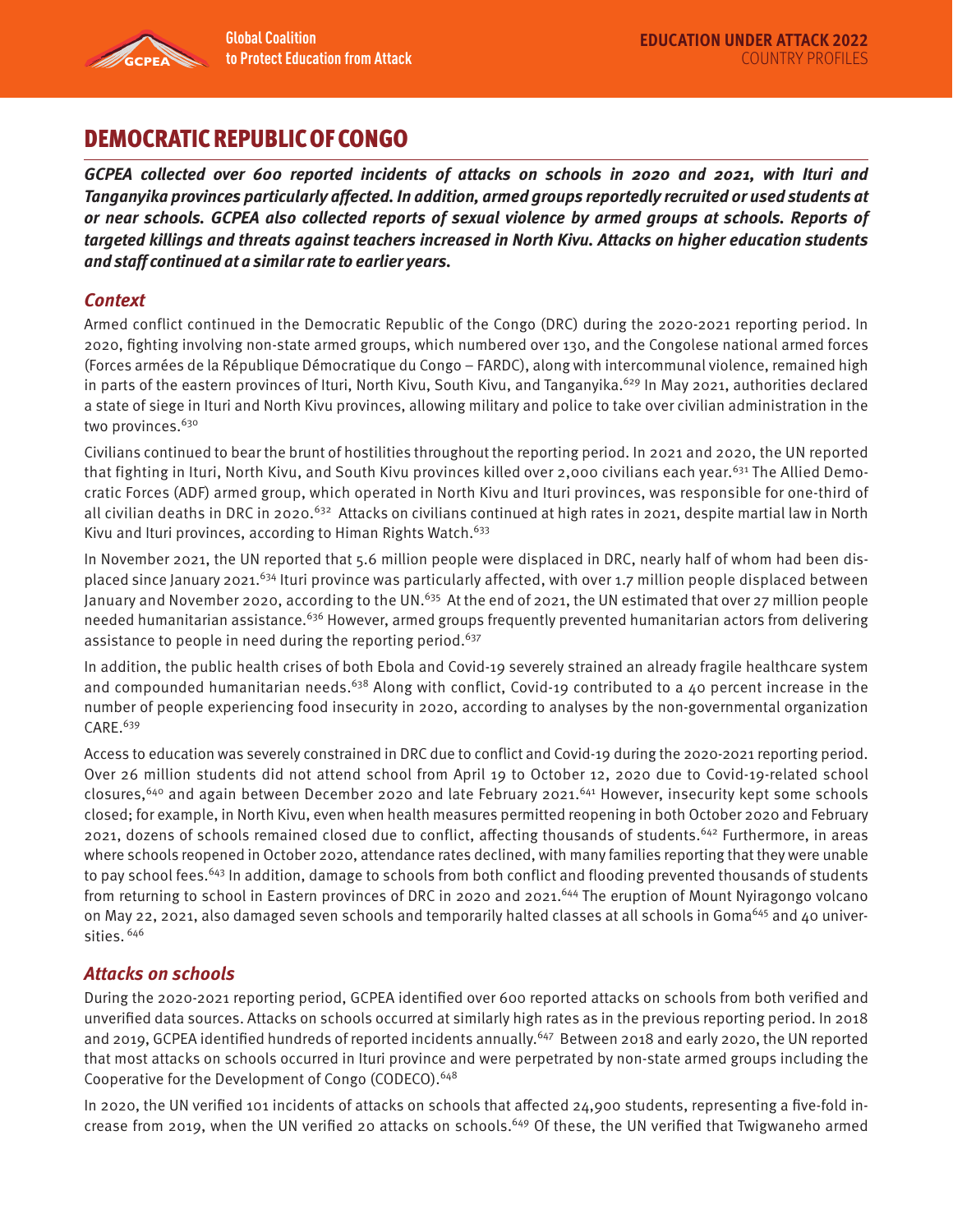# DEMOCRATIC REPUBLIC OF CONGO

***GCPEA collected over 600 reported incidents of attacks on schools in 2020 and 2021, with Ituri and Tanganyika provinces particularly affected. In addition, armed groups reportedly recruited or used students at or near schools. GCPEA also collected reports of sexual violence by armed groups at schools. Reports of targeted killings and threats against teachers increased in North Kivu. Attacks on higher education students and staff continued at a similar rate to earlier years.***

## *Context*

Armed conflict continued in the Democratic Republic of the Congo (DRC) during the 2020-2021 reporting period. In 2020, fighting involving non-state armed groups, which numbered over 130, and the Congolese national armed forces (Forces armées de la République Démocratique du Congo – FARDC), along with intercommunal violence, remained high in parts of the eastern provinces of Ituri, North Kivu, South Kivu, and Tanganyika.[629] In May 2021, authorities declared a state of siege in Ituri and North Kivu provinces, allowing military and police to take over civilian administration in the two provinces.[630]

Civilians continued to bear the brunt of hostilities throughout the reporting period. In 2021 and 2020, the UN reported that fighting in Ituri, North Kivu, and South Kivu provinces killed over 2,000 civilians each year.[631] The Allied Democratic Forces (ADF) armed group, which operated in North Kivu and Ituri provinces, was responsible for one-third of all civilian deaths in DRC in 2020.[632] Attacks on civilians continued at high rates in 2021, despite martial law in North Kivu and Ituri provinces, according to Himan Rights Watch.[633]

In November 2021, the UN reported that 5.6 million people were displaced in DRC, nearly half of whom had been displaced since January 2021.[634] Ituri province was particularly affected, with over 1.7 million people displaced between January and November 2020, according to the UN.[635] At the end of 2021, the UN estimated that over 27 million people needed humanitarian assistance.[636] However, armed groups frequently prevented humanitarian actors from delivering assistance to people in need during the reporting period.[637]

In addition, the public health crises of both Ebola and Covid-19 severely strained an already fragile healthcare system and compounded humanitarian needs.[638] Along with conflict, Covid-19 contributed to a 40 percent increase in the number of people experiencing food insecurity in 2020, according to analyses by the non-governmental organization CARE.[639]

Access to education was severely constrained in DRC due to conflict and Covid-19 during the 2020-2021 reporting period. Over 26 million students did not attend school from April 19 to October 12, 2020 due to Covid-19-related school closures,[640] and again between December 2020 and late February 2021.[641] However, insecurity kept some schools closed; for example, in North Kivu, even when health measures permitted reopening in both October 2020 and February 2021, dozens of schools remained closed due to conflict, affecting thousands of students.[642] Furthermore, in areas where schools reopened in October 2020, attendance rates declined, with many families reporting that they were unable to pay school fees.[643] In addition, damage to schools from both conflict and flooding prevented thousands of students from returning to school in Eastern provinces of DRC in 2020 and 2021.[644] The eruption of Mount Nyiragongo volcano on May 22, 2021, also damaged seven schools and temporarily halted classes at all schools in Goma[645] and 40 universities.[646]

## *Attacks on schools*

During the 2020-2021 reporting period, GCPEA identified over 600 reported attacks on schools from both verified and unverified data sources. Attacks on schools occurred at similarly high rates as in the previous reporting period. In 2018 and 2019, GCPEA identified hundreds of reported incidents annually.[647] Between 2018 and early 2020, the UN reported that most attacks on schools occurred in Ituri province and were perpetrated by non-state armed groups including the Cooperative for the Development of Congo (CODECO).[648]

In 2020, the UN verified 101 incidents of attacks on schools that affected 24,900 students, representing a five-fold increase from 2019, when the UN verified 20 attacks on schools.[649] Of these, the UN verified that Twigwaneho armed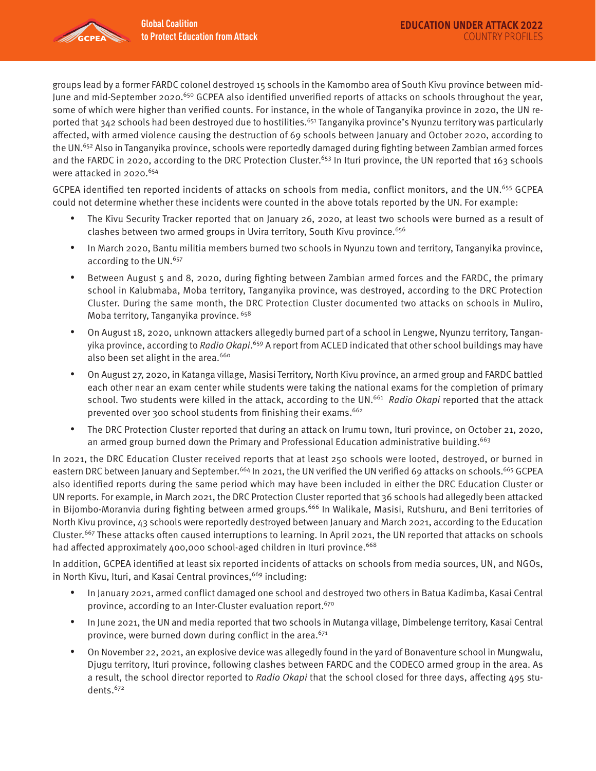groups lead by a former FARDC colonel destroyed 15 schools in the Kamombo area of South Kivu province between mid-June and mid-September 2020.[650] GCPEA also identified unverified reports of attacks on schools throughout the year, some of which were higher than verified counts. For instance, in the whole of Tanganyika province in 2020, the UN reported that 342 schools had been destroyed due to hostilities.[651] Tanganyika province's Nyunzu territory was particularly affected, with armed violence causing the destruction of 69 schools between January and October 2020, according to the UN.[652] Also in Tanganyika province, schools were reportedly damaged during fighting between Zambian armed forces and the FARDC in 2020, according to the DRC Protection Cluster.[653] In Ituri province, the UN reported that 163 schools were attacked in 2020.[654]

GCPEA identified ten reported incidents of attacks on schools from media, conflict monitors, and the UN.[655] GCPEA could not determine whether these incidents were counted in the above totals reported by the UN. For example:

- The Kivu Security Tracker reported that on January 26, 2020, at least two schools were burned as a result of clashes between two armed groups in Uvira territory, South Kivu province.[656]
- In March 2020, Bantu militia members burned two schools in Nyunzu town and territory, Tanganyika province, according to the UN.[657]
- Between August 5 and 8, 2020, during fighting between Zambian armed forces and the FARDC, the primary school in Kalubmaba, Moba territory, Tanganyika province, was destroyed, according to the DRC Protection Cluster. During the same month, the DRC Protection Cluster documented two attacks on schools in Muliro, Moba territory, Tanganyika province. [658]
- On August 18, 2020, unknown attackers allegedly burned part of a school in Lengwe, Nyunzu territory, Tanganyika province, according to *Radio Okapi*.[659] A report from ACLED indicated that other school buildings may have also been set alight in the area.[660]
- On August 27, 2020, in Katanga village, Masisi Territory, North Kivu province, an armed group and FARDC battled each other near an exam center while students were taking the national exams for the completion of primary school. Two students were killed in the attack, according to the UN.[661] *Radio Okapi* reported that the attack prevented over 300 school students from finishing their exams.[662]
- The DRC Protection Cluster reported that during an attack on Irumu town, Ituri province, on October 21, 2020, an armed group burned down the Primary and Professional Education administrative building.[663]

In 2021, the DRC Education Cluster received reports that at least 250 schools were looted, destroyed, or burned in eastern DRC between January and September.[664] In 2021, the UN verified the UN verified 69 attacks on schools.[665] GCPEA also identified reports during the same period which may have been included in either the DRC Education Cluster or UN reports. For example, in March 2021, the DRC Protection Cluster reported that 36 schools had allegedly been attacked in Bijombo-Moranvia during fighting between armed groups.[666] In Walikale, Masisi, Rutshuru, and Beni territories of North Kivu province, 43 schools were reportedly destroyed between January and March 2021, according to the Education Cluster.[667] These attacks often caused interruptions to learning. In April 2021, the UN reported that attacks on schools had affected approximately 400,000 school-aged children in Ituri province.[668]

In addition, GCPEA identified at least six reported incidents of attacks on schools from media sources, UN, and NGOs, in North Kivu, Ituri, and Kasai Central provinces,[669] including:

- In January 2021, armed conflict damaged one school and destroyed two others in Batua Kadimba, Kasai Central province, according to an Inter-Cluster evaluation report.[670]
- In June 2021, the UN and media reported that two schools in Mutanga village, Dimbelenge territory, Kasai Central province, were burned down during conflict in the area.[671]
- On November 22, 2021, an explosive device was allegedly found in the yard of Bonaventure school in Mungwalu, Djugu territory, Ituri province, following clashes between FARDC and the CODECO armed group in the area. As a result, the school director reported to *Radio Okapi* that the school closed for three days, affecting 495 students.[672]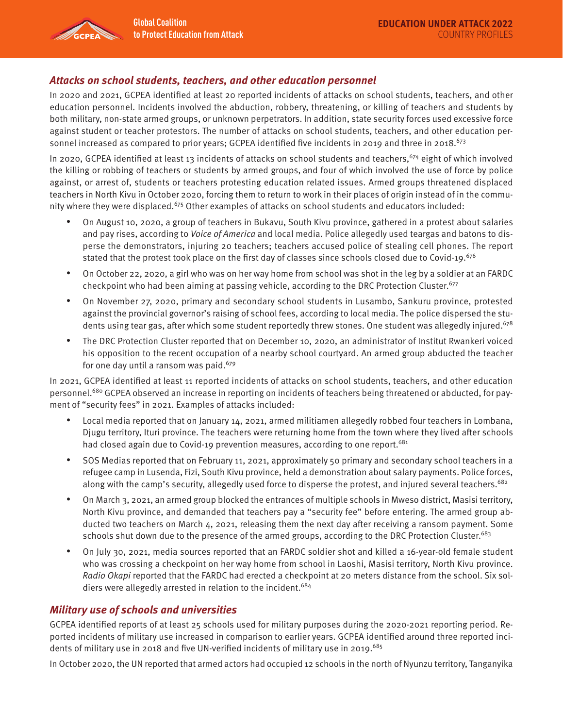### Attacks on school students, teachers, and other education personnel

In 2020 and 2021, GCPEA identified at least 20 reported incidents of attacks on school students, teachers, and other education personnel. Incidents involved the abduction, robbery, threatening, or killing of teachers and students by both military, non-state armed groups, or unknown perpetrators. In addition, state security forces used excessive force against student or teacher protestors. The number of attacks on school students, teachers, and other education personnel increased as compared to prior years; GCPEA identified five incidents in 2019 and three in 2018.[673]

In 2020, GCPEA identified at least 13 incidents of attacks on school students and teachers,[674] eight of which involved the killing or robbing of teachers or students by armed groups, and four of which involved the use of force by police against, or arrest of, students or teachers protesting education related issues. Armed groups threatened displaced teachers in North Kivu in October 2020, forcing them to return to work in their places of origin instead of in the community where they were displaced.[675] Other examples of attacks on school students and educators included:

- On August 10, 2020, a group of teachers in Bukavu, South Kivu province, gathered in a protest about salaries and pay rises, according to *Voice of America* and local media. Police allegedly used teargas and batons to disperse the demonstrators, injuring 20 teachers; teachers accused police of stealing cell phones. The report stated that the protest took place on the first day of classes since schools closed due to Covid-19.[676]
- On October 22, 2020, a girl who was on her way home from school was shot in the leg by a soldier at an FARDC checkpoint who had been aiming at passing vehicle, according to the DRC Protection Cluster.[677]
- On November 27, 2020, primary and secondary school students in Lusambo, Sankuru province, protested against the provincial governor's raising of school fees, according to local media. The police dispersed the students using tear gas, after which some student reportedly threw stones. One student was allegedly injured.[678]
- The DRC Protection Cluster reported that on December 10, 2020, an administrator of Institut Rwankeri voiced his opposition to the recent occupation of a nearby school courtyard. An armed group abducted the teacher for one day until a ransom was paid.[679]

In 2021, GCPEA identified at least 11 reported incidents of attacks on school students, teachers, and other education personnel.[680] GCPEA observed an increase in reporting on incidents of teachers being threatened or abducted, for payment of "security fees" in 2021. Examples of attacks included:

- Local media reported that on January 14, 2021, armed militiamen allegedly robbed four teachers in Lombana, Djugu territory, Ituri province. The teachers were returning home from the town where they lived after schools had closed again due to Covid-19 prevention measures, according to one report.[681]
- SOS Medias reported that on February 11, 2021, approximately 50 primary and secondary school teachers in a refugee camp in Lusenda, Fizi, South Kivu province, held a demonstration about salary payments. Police forces, along with the camp's security, allegedly used force to disperse the protest, and injured several teachers.[682]
- On March 3, 2021, an armed group blocked the entrances of multiple schools in Mweso district, Masisi territory, North Kivu province, and demanded that teachers pay a "security fee" before entering. The armed group abducted two teachers on March 4, 2021, releasing them the next day after receiving a ransom payment. Some schools shut down due to the presence of the armed groups, according to the DRC Protection Cluster.[683]
- On July 30, 2021, media sources reported that an FARDC soldier shot and killed a 16-year-old female student who was crossing a checkpoint on her way home from school in Laoshi, Masisi territory, North Kivu province. *Radio Okapi* reported that the FARDC had erected a checkpoint at 20 meters distance from the school. Six soldiers were allegedly arrested in relation to the incident.[684]

### Military use of schools and universities

GCPEA identified reports of at least 25 schools used for military purposes during the 2020-2021 reporting period. Reported incidents of military use increased in comparison to earlier years. GCPEA identified around three reported incidents of military use in 2018 and five UN-verified incidents of military use in 2019.[685]

In October 2020, the UN reported that armed actors had occupied 12 schools in the north of Nyunzu territory, Tanganyika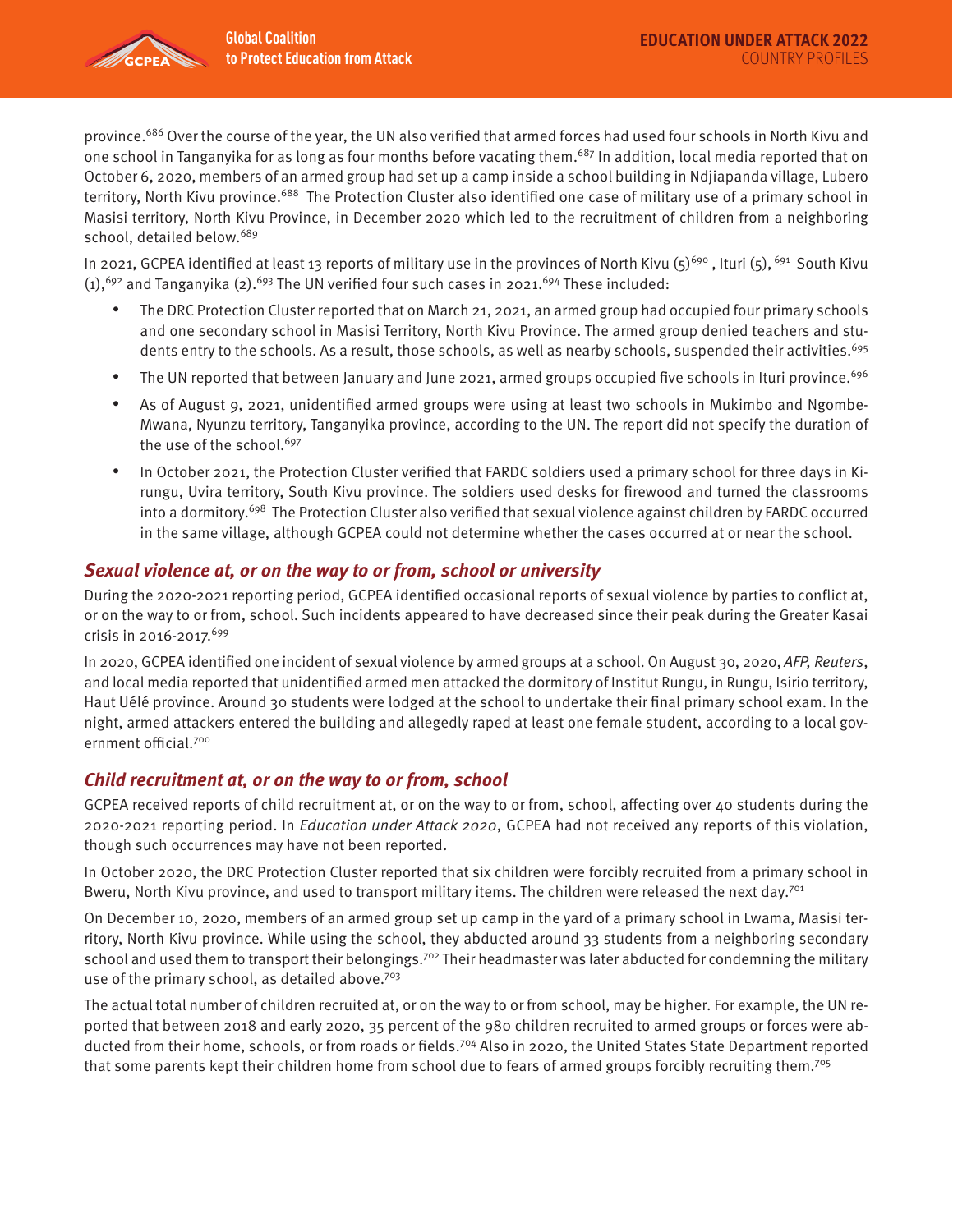province.[686] Over the course of the year, the UN also verified that armed forces had used four schools in North Kivu and one school in Tanganyika for as long as four months before vacating them.[687] In addition, local media reported that on October 6, 2020, members of an armed group had set up a camp inside a school building in Ndjiapanda village, Lubero territory, North Kivu province.[688] The Protection Cluster also identified one case of military use of a primary school in Masisi territory, North Kivu Province, in December 2020 which led to the recruitment of children from a neighboring school, detailed below.[689]

In 2021, GCPEA identified at least 13 reports of military use in the provinces of North Kivu (5)[690], Ituri (5),[691] South Kivu (1),[692] and Tanganyika (2).[693] The UN verified four such cases in 2021.[694] These included:

- The DRC Protection Cluster reported that on March 21, 2021, an armed group had occupied four primary schools and one secondary school in Masisi Territory, North Kivu Province. The armed group denied teachers and students entry to the schools. As a result, those schools, as well as nearby schools, suspended their activities.[695]
- The UN reported that between January and June 2021, armed groups occupied five schools in Ituri province.[696]
- As of August 9, 2021, unidentified armed groups were using at least two schools in Mukimbo and Ngombe-Mwana, Nyunzu territory, Tanganyika province, according to the UN. The report did not specify the duration of the use of the school.[697]
- In October 2021, the Protection Cluster verified that FARDC soldiers used a primary school for three days in Kirungu, Uvira territory, South Kivu province. The soldiers used desks for firewood and turned the classrooms into a dormitory.[698] The Protection Cluster also verified that sexual violence against children by FARDC occurred in the same village, although GCPEA could not determine whether the cases occurred at or near the school.

### *Sexual violence at, or on the way to or from, school or university*

During the 2020-2021 reporting period, GCPEA identified occasional reports of sexual violence by parties to conflict at, or on the way to or from, school. Such incidents appeared to have decreased since their peak during the Greater Kasai crisis in 2016-2017.[699]

In 2020, GCPEA identified one incident of sexual violence by armed groups at a school. On August 30, 2020, *AFP, Reuters*, and local media reported that unidentified armed men attacked the dormitory of Institut Rungu, in Rungu, Isirio territory, Haut Uélé province. Around 30 students were lodged at the school to undertake their final primary school exam. In the night, armed attackers entered the building and allegedly raped at least one female student, according to a local government official.[700]

### *Child recruitment at, or on the way to or from, school*

GCPEA received reports of child recruitment at, or on the way to or from, school, affecting over 40 students during the 2020-2021 reporting period. In *Education under Attack 2020*, GCPEA had not received any reports of this violation, though such occurrences may have not been reported.

In October 2020, the DRC Protection Cluster reported that six children were forcibly recruited from a primary school in Bweru, North Kivu province, and used to transport military items. The children were released the next day.[701]

On December 10, 2020, members of an armed group set up camp in the yard of a primary school in Lwama, Masisi territory, North Kivu province. While using the school, they abducted around 33 students from a neighboring secondary school and used them to transport their belongings.[702] Their headmaster was later abducted for condemning the military use of the primary school, as detailed above.[703]

The actual total number of children recruited at, or on the way to or from school, may be higher. For example, the UN reported that between 2018 and early 2020, 35 percent of the 980 children recruited to armed groups or forces were abducted from their home, schools, or from roads or fields.[704] Also in 2020, the United States State Department reported that some parents kept their children home from school due to fears of armed groups forcibly recruiting them.[705]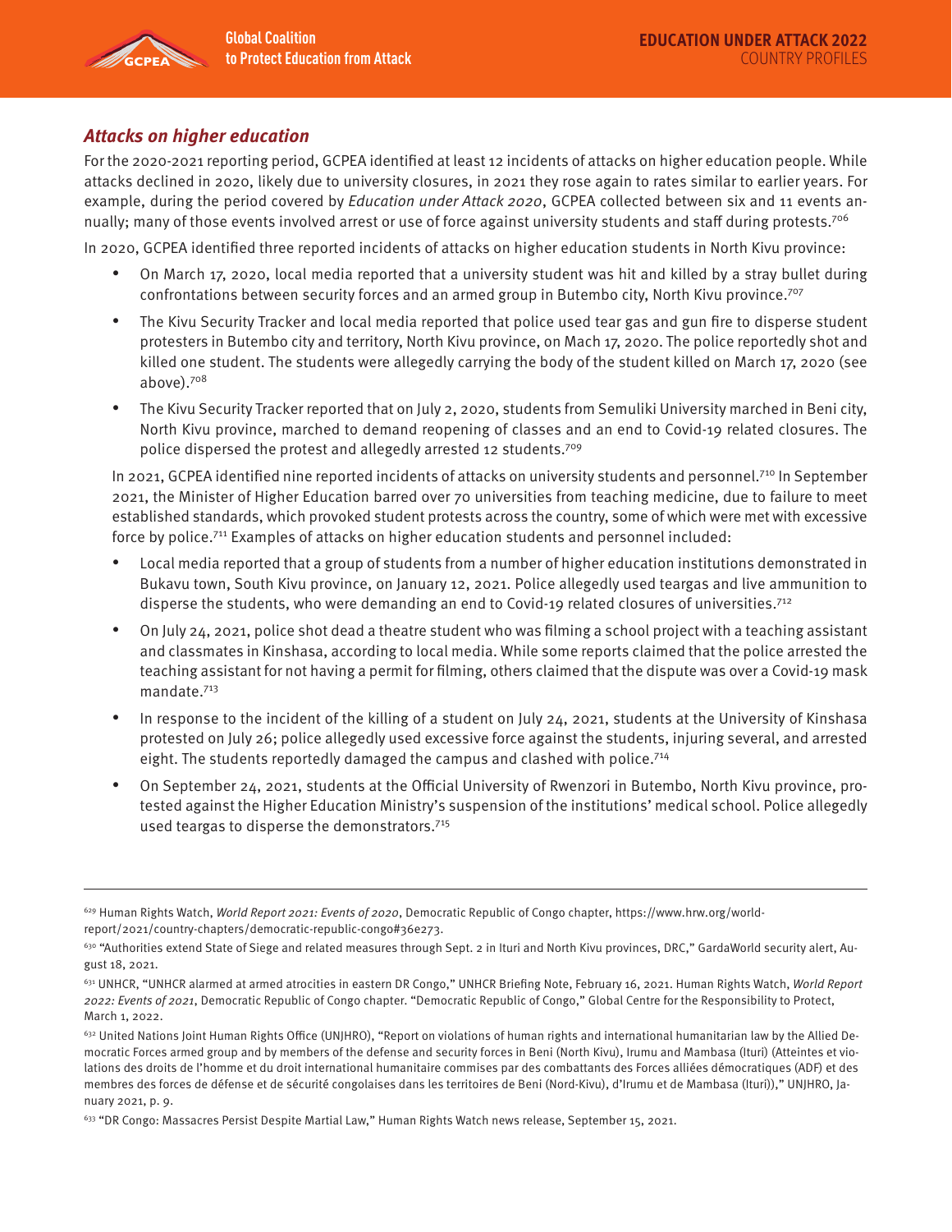### *Attacks on higher education*

For the 2020-2021 reporting period, GCPEA identified at least 12 incidents of attacks on higher education people. While attacks declined in 2020, likely due to university closures, in 2021 they rose again to rates similar to earlier years. For example, during the period covered by *Education under Attack 2020*, GCPEA collected between six and 11 events annually; many of those events involved arrest or use of force against university students and staff during protests.[706]

In 2020, GCPEA identified three reported incidents of attacks on higher education students in North Kivu province:

- On March 17, 2020, local media reported that a university student was hit and killed by a stray bullet during confrontations between security forces and an armed group in Butembo city, North Kivu province.[707]
- The Kivu Security Tracker and local media reported that police used tear gas and gun fire to disperse student protesters in Butembo city and territory, North Kivu province, on Mach 17, 2020. The police reportedly shot and killed one student. The students were allegedly carrying the body of the student killed on March 17, 2020 (see above).[708]
- The Kivu Security Tracker reported that on July 2, 2020, students from Semuliki University marched in Beni city, North Kivu province, marched to demand reopening of classes and an end to Covid-19 related closures. The police dispersed the protest and allegedly arrested 12 students.[709]

In 2021, GCPEA identified nine reported incidents of attacks on university students and personnel.[710] In September 2021, the Minister of Higher Education barred over 70 universities from teaching medicine, due to failure to meet established standards, which provoked student protests across the country, some of which were met with excessive force by police.[711] Examples of attacks on higher education students and personnel included:

- Local media reported that a group of students from a number of higher education institutions demonstrated in Bukavu town, South Kivu province, on January 12, 2021. Police allegedly used teargas and live ammunition to disperse the students, who were demanding an end to Covid-19 related closures of universities.[712]
- On July 24, 2021, police shot dead a theatre student who was filming a school project with a teaching assistant and classmates in Kinshasa, according to local media. While some reports claimed that the police arrested the teaching assistant for not having a permit for filming, others claimed that the dispute was over a Covid-19 mask mandate.[713]
- In response to the incident of the killing of a student on July 24, 2021, students at the University of Kinshasa protested on July 26; police allegedly used excessive force against the students, injuring several, and arrested eight. The students reportedly damaged the campus and clashed with police.[714]
- On September 24, 2021, students at the Official University of Rwenzori in Butembo, North Kivu province, protested against the Higher Education Ministry's suspension of the institutions' medical school. Police allegedly used teargas to disperse the demonstrators.[715]

---

[629] Human Rights Watch, *World Report 2021: Events of 2020*, Democratic Republic of Congo chapter, https://www.hrw.org/world-report/2021/country-chapters/democratic-republic-congo#36e273.

[630] "Authorities extend State of Siege and related measures through Sept. 2 in Ituri and North Kivu provinces, DRC," GardaWorld security alert, August 18, 2021.

[631] UNHCR, "UNHCR alarmed at armed atrocities in eastern DR Congo," UNHCR Briefing Note, February 16, 2021. Human Rights Watch, *World Report 2022: Events of 2021*, Democratic Republic of Congo chapter. "Democratic Republic of Congo," Global Centre for the Responsibility to Protect, March 1, 2022.

[632] United Nations Joint Human Rights Office (UNJHRO), "Report on violations of human rights and international humanitarian law by the Allied Democratic Forces armed group and by members of the defense and security forces in Beni (North Kivu), Irumu and Mambasa (Ituri) (Atteintes et violations des droits de l'homme et du droit international humanitaire commises par des combattants des Forces alliées démocratiques (ADF) et des membres des forces de défense et de sécurité congolaises dans les territoires de Beni (Nord-Kivu), d'Irumu et de Mambasa (Ituri))," UNJHRO, January 2021, p. 9.

[633] "DR Congo: Massacres Persist Despite Martial Law," Human Rights Watch news release, September 15, 2021.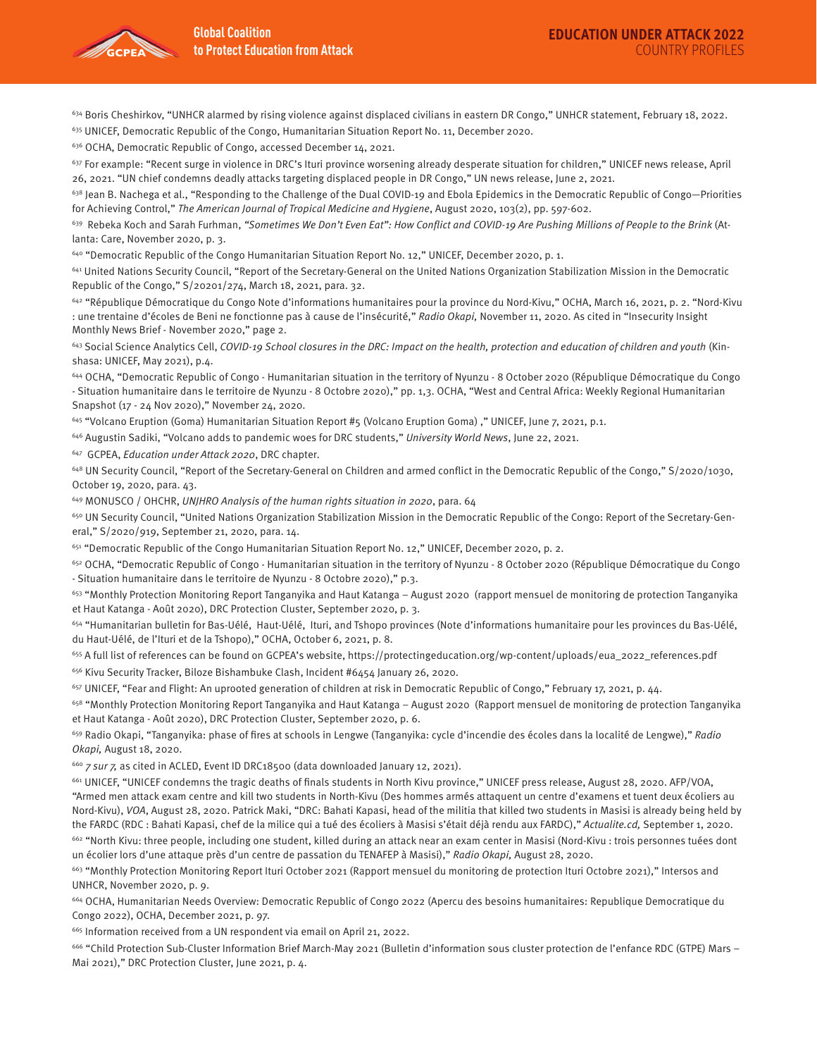[634] Boris Cheshirkov, "UNHCR alarmed by rising violence against displaced civilians in eastern DR Congo," UNHCR statement, February 18, 2022.

[635] UNICEF, Democratic Republic of the Congo, Humanitarian Situation Report No. 11, December 2020.

[636] OCHA, Democratic Republic of Congo, accessed December 14, 2021.

[637] For example: "Recent surge in violence in DRC's Ituri province worsening already desperate situation for children," UNICEF news release, April 26, 2021. "UN chief condemns deadly attacks targeting displaced people in DR Congo," UN news release, June 2, 2021.

[638] Jean B. Nachega et al., "Responding to the Challenge of the Dual COVID-19 and Ebola Epidemics in the Democratic Republic of Congo—Priorities for Achieving Control," *The American Journal of Tropical Medicine and Hygiene*, August 2020, 103(2), pp. 597-602.

[639] Rebeka Koch and Sarah Furhman, *"Sometimes We Don't Even Eat": How Conflict and COVID-19 Are Pushing Millions of People to the Brink* (Atlanta: Care, November 2020, p. 3.

[640] "Democratic Republic of the Congo Humanitarian Situation Report No. 12," UNICEF, December 2020, p. 1.

[641] United Nations Security Council, "Report of the Secretary-General on the United Nations Organization Stabilization Mission in the Democratic Republic of the Congo," S/20201/274, March 18, 2021, para. 32.

[642] "République Démocratique du Congo Note d'informations humanitaires pour la province du Nord-Kivu," OCHA, March 16, 2021, p. 2. "Nord-Kivu : une trentaine d'écoles de Beni ne fonctionne pas à cause de l'insécurité," *Radio Okapi,* November 11, 2020. As cited in "Insecurity Insight Monthly News Brief - November 2020," page 2.

[643] Social Science Analytics Cell, *COVID-19 School closures in the DRC: Impact on the health, protection and education of children and youth* (Kinshasa: UNICEF, May 2021), p.4.

[644] OCHA, "Democratic Republic of Congo - Humanitarian situation in the territory of Nyunzu - 8 October 2020 (République Démocratique du Congo - Situation humanitaire dans le territoire de Nyunzu - 8 Octobre 2020)," pp. 1,3. OCHA, "West and Central Africa: Weekly Regional Humanitarian Snapshot (17 - 24 Nov 2020)," November 24, 2020.

[645] "Volcano Eruption (Goma) Humanitarian Situation Report #5 (Volcano Eruption Goma) ," UNICEF, June 7, 2021, p.1.

[646] Augustin Sadiki, "Volcano adds to pandemic woes for DRC students," *University World News*, June 22, 2021.

[647] GCPEA, *Education under Attack 2020*, DRC chapter.

[648] UN Security Council, "Report of the Secretary-General on Children and armed conflict in the Democratic Republic of the Congo," S/2020/1030, October 19, 2020, para. 43.

[649] MONUSCO / OHCHR, *UNJHRO Analysis of the human rights situation in 2020*, para. 64

[650] UN Security Council, "United Nations Organization Stabilization Mission in the Democratic Republic of the Congo: Report of the Secretary-General," S/2020/919, September 21, 2020, para. 14.

[651] "Democratic Republic of the Congo Humanitarian Situation Report No. 12," UNICEF, December 2020, p. 2.

[652] OCHA, "Democratic Republic of Congo - Humanitarian situation in the territory of Nyunzu - 8 October 2020 (République Démocratique du Congo - Situation humanitaire dans le territoire de Nyunzu - 8 Octobre 2020)," p.3.

[653] "Monthly Protection Monitoring Report Tanganyika and Haut Katanga – August 2020 (rapport mensuel de monitoring de protection Tanganyika et Haut Katanga - Août 2020), DRC Protection Cluster, September 2020, p. 3.

[654] "Humanitarian bulletin for Bas-Uélé, Haut-Uélé, Ituri, and Tshopo provinces (Note d'informations humanitaire pour les provinces du Bas-Uélé, du Haut-Uélé, de l'Ituri et de la Tshopo)," OCHA, October 6, 2021, p. 8.

[655] A full list of references can be found on GCPEA's website, https://protectingeducation.org/wp-content/uploads/eua_2022_references.pdf

[656] Kivu Security Tracker, Biloze Bishambuke Clash, Incident #6454 January 26, 2020.

[657] UNICEF, "Fear and Flight: An uprooted generation of children at risk in Democratic Republic of Congo," February 17, 2021, p. 44.

[658] "Monthly Protection Monitoring Report Tanganyika and Haut Katanga – August 2020 (Rapport mensuel de monitoring de protection Tanganyika et Haut Katanga - Août 2020), DRC Protection Cluster, September 2020, p. 6.

[659] Radio Okapi, "Tanganyika: phase of fires at schools in Lengwe (Tanganyika: cycle d'incendie des écoles dans la localité de Lengwe)," *Radio Okapi,* August 18, 2020.

[660] *7 sur 7,* as cited in ACLED, Event ID DRC18500 (data downloaded January 12, 2021).

[661] UNICEF, "UNICEF condemns the tragic deaths of finals students in North Kivu province," UNICEF press release, August 28, 2020. AFP/VOA, "Armed men attack exam centre and kill two students in North-Kivu (Des hommes armés attaquent un centre d'examens et tuent deux écoliers au Nord-Kivu), *VOA*, August 28, 2020. Patrick Maki, "DRC: Bahati Kapasi, head of the militia that killed two students in Masisi is already being held by the FARDC (RDC : Bahati Kapasi, chef de la milice qui a tué des écoliers à Masisi s'était déjà rendu aux FARDC)," *Actualite.cd,* September 1, 2020.

[662] "North Kivu: three people, including one student, killed during an attack near an exam center in Masisi (Nord-Kivu : trois personnes tuées dont un écolier lors d'une attaque près d'un centre de passation du TENAFEP à Masisi)," *Radio Okapi,* August 28, 2020.

[663] "Monthly Protection Monitoring Report Ituri October 2021 (Rapport mensuel du monitoring de protection Ituri Octobre 2021)," Intersos and UNHCR, November 2020, p. 9.

[664] OCHA, Humanitarian Needs Overview: Democratic Republic of Congo 2022 (Apercu des besoins humanitaires: Republique Democratique du Congo 2022), OCHA, December 2021, p. 97.

[665] Information received from a UN respondent via email on April 21, 2022.

[666] "Child Protection Sub-Cluster Information Brief March-May 2021 (Bulletin d'information sous cluster protection de l'enfance RDC (GTPE) Mars – Mai 2021)," DRC Protection Cluster, June 2021, p. 4.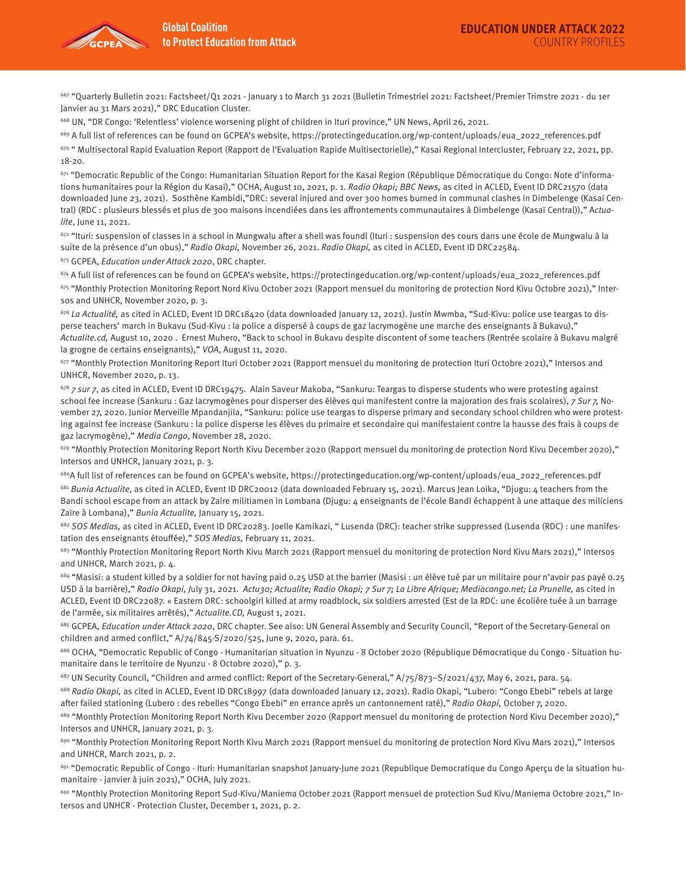[667] "Quarterly Bulletin 2021: Factsheet/Q1 2021 - January 1 to March 31 2021 (Bulletin Trimestriel 2021: Factsheet/Premier Trimstre 2021 - du 1er Janvier au 31 Mars 2021)," DRC Education Cluster.

[668] UN, "DR Congo: 'Relentless' violence worsening plight of children in Ituri province," UN News, April 26, 2021.

[669] A full list of references can be found on GCPEA's website, https://protectingeducation.org/wp-content/uploads/eua_2022_references.pdf

[670] " Multisectoral Rapid Evaluation Report (Rapport de l'Evaluation Rapide Multisectorielle)," Kasai Regional Intercluster, February 22, 2021, pp. 18-20.

[671] "Democratic Republic of the Congo: Humanitarian Situation Report for the Kasai Region (République Démocratique du Congo: Note d'informations humanitaires pour la Région du Kasaï)," OCHA, August 10, 2021, p. 1. *Radio Okapi; BBC News,* as cited in ACLED, Event ID DRC21570 (data downloaded June 23, 2021). Sosthène Kambidi,"DRC: several injured and over 300 homes burned in communal clashes in Dimbelenge (Kasaï Central) (RDC : plusieurs blessés et plus de 300 maisons incendiées dans les affrontements communautaires à Dimbelenge (Kasaï Central))," *Actualite*, June 11, 2021.

[672] "Ituri: suspension of classes in a school in Mungwalu after a shell was foundl (Ituri : suspension des cours dans une école de Mungwalu à la suite de la présence d'un obus)," *Radio Okapi,* November 26, 2021. *Radio Okapi,* as cited in ACLED, Event ID DRC22584.

[673] GCPEA, *Education under Attack 2020*, DRC chapter.

[674] A full list of references can be found on GCPEA's website, https://protectingeducation.org/wp-content/uploads/eua_2022_references.pdf

[675] "Monthly Protection Monitoring Report Nord Kivu October 2021 (Rapport mensuel du monitoring de protection Nord Kivu Octobre 2021)," Intersos and UNHCR, November 2020, p. 3.

[676] *La Actualité,* as cited in ACLED, Event ID DRC18420 (data downloaded January 12, 2021). Justin Mwmba, "Sud-Kivu: police use teargas to disperse teachers' march in Bukavu (Sud-Kivu : la police a dispersé à coups de gaz lacrymogène une marche des enseignants à Bukavu)," *Actualite.cd,* August 10, 2020 . Ernest Muhero, "Back to school in Bukavu despite discontent of some teachers (Rentrée scolaire à Bukavu malgré la grogne de certains enseignants)," *VOA*, August 11, 2020.

[677] "Monthly Protection Monitoring Report Ituri October 2021 (Rapport mensuel du monitoring de protection Ituri Octobre 2021)," Intersos and UNHCR, November 2020, p. 13.

[678] *7 sur 7*, as cited in ACLED, Event ID DRC19475. Alain Saveur Makoba, "Sankuru: Teargas to disperse students who were protesting against school fee increase (Sankuru : Gaz lacrymogènes pour disperser des élèves qui manifestent contre la majoration des frais scolaires), *7 Sur 7,* November 27, 2020. Junior Merveille Mpandanjila, "Sankuru: police use teargas to disperse primary and secondary school children who were protesting against fee increase (Sankuru : la police disperse les élèves du primaire et secondaire qui manifestaient contre la hausse des frais à coups de gaz lacrymogène)," *Media Congo*, November 28, 2020.

[679] "Monthly Protection Monitoring Report North Kivu December 2020 (Rapport mensuel du monitoring de protection Nord Kivu December 2020)," Intersos and UNHCR, January 2021, p. 3.

[680] A full list of references can be found on GCPEA's website, https://protectingeducation.org/wp-content/uploads/eua_2022_references.pdf

[681] *Bunia Actualite*, as cited in ACLED, Event ID DRC20012 (data downloaded February 15, 2021). Marcus Jean Loika, "Djugu: 4 teachers from the Bandi school escape from an attack by Zaire militiamen in Lombana (Djugu: 4 enseignants de l'école Bandi échappent à une attaque des miliciens Zaïre à Lombana)," *Bunia Actualite,* January 15, 2021.

[682] *SOS Medias,* as cited in ACLED, Event ID DRC20283. Joelle Kamikazi, " Lusenda (DRC): teacher strike suppressed (Lusenda (RDC) : une manifestation des enseignants étouffée)," *SOS Medias,* February 11, 2021.

[683] "Monthly Protection Monitoring Report North Kivu March 2021 (Rapport mensuel du monitoring de protection Nord Kivu Mars 2021)," Intersos and UNHCR, March 2021, p. 4.

[684] "Masisi: a student killed by a soldier for not having paid 0.25 USD at the barrier (Masisi : un élève tué par un militaire pour n'avoir pas payé 0.25 USD à la barrière)," *Radio Okapi,* July 31, 2021. *Actu30; Actualite; Radio Okapi; 7 Sur 7; La Libre Afrique; Mediacongo.net; La Prunelle,* as cited in ACLED, Event ID DRC22087. « Eastern DRC: schoolgirl killed at army roadblock, six soldiers arrested (Est de la RDC: une écolière tuée à un barrage de l'armée, six militaires arrêtés)," *Actualite.CD,* August 1, 2021.

[685] GCPEA, *Education under Attack 2020*, DRC chapter. See also: UN General Assembly and Security Council, "Report of the Secretary-General on children and armed conflict," A/74/845-S/2020/525, June 9, 2020, para. 61.

[686] OCHA, "Democratic Republic of Congo - Humanitarian situation in Nyunzu - 8 October 2020 (République Démocratique du Congo - Situation humanitaire dans le territoire de Nyunzu - 8 Octobre 2020)," p. 3.

[687] UN Security Council, "Children and armed conflict: Report of the Secretary-General," A/75/873–S/2021/437, May 6, 2021, para. 54.

[688] *Radio Okapi,* as cited in ACLED, Event ID DRC18997 (data downloaded January 12, 2021). Radio Okapi, "Lubero: "Congo Ebebi" rebels at large after failed stationing (Lubero : des rebelles "Congo Ebebi" en errance après un cantonnement raté)," *Radio Okapi,* October 7, 2020.

[689] "Monthly Protection Monitoring Report North Kivu December 2020 (Rapport mensuel du monitoring de protection Nord Kivu December 2020)," Intersos and UNHCR, January 2021, p. 3.

[690] "Monthly Protection Monitoring Report North Kivu March 2021 (Rapport mensuel du monitoring de protection Nord Kivu Mars 2021)," Intersos and UNHCR, March 2021, p. 2.

[691] "Democratic Republic of Congo - Ituri: Humanitarian snapshot January-June 2021 (Republique Democratique du Congo Aperçu de la situation humanitaire - janvier à juin 2021)," OCHA, July 2021.

[692] "Monthly Protection Monitoring Report Sud-Kivu/Maniema October 2021 (Rapport mensuel de protection Sud Kivu/Maniema Octobre 2021," Intersos and UNHCR - Protection Cluster, December 1, 2021, p. 2.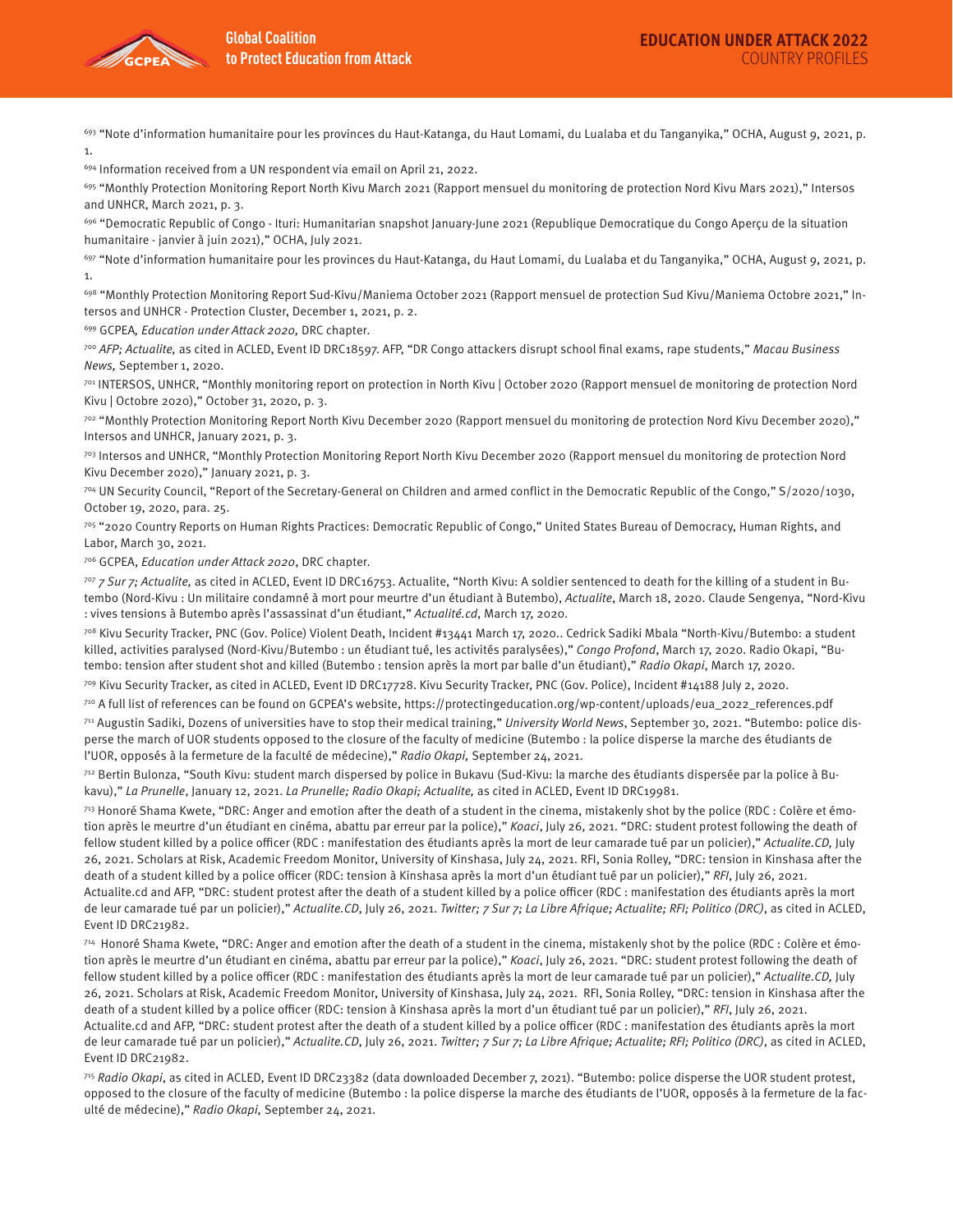[693] "Note d'information humanitaire pour les provinces du Haut-Katanga, du Haut Lomami, du Lualaba et du Tanganyika," OCHA, August 9, 2021, p. 1.

[694] Information received from a UN respondent via email on April 21, 2022.

[695] "Monthly Protection Monitoring Report North Kivu March 2021 (Rapport mensuel du monitoring de protection Nord Kivu Mars 2021)," Intersos and UNHCR, March 2021, p. 3.

[696] "Democratic Republic of Congo - Ituri: Humanitarian snapshot January-June 2021 (Republique Democratique du Congo Aperçu de la situation humanitaire - janvier à juin 2021)," OCHA, July 2021.

[697] "Note d'information humanitaire pour les provinces du Haut-Katanga, du Haut Lomami, du Lualaba et du Tanganyika," OCHA, August 9, 2021, p. 1.

[698] "Monthly Protection Monitoring Report Sud-Kivu/Maniema October 2021 (Rapport mensuel de protection Sud Kivu/Maniema Octobre 2021," Intersos and UNHCR - Protection Cluster, December 1, 2021, p. 2.

[699] GCPEA, *Education under Attack 2020,* DRC chapter.

[700] *AFP; Actualite,* as cited in ACLED, Event ID DRC18597. AFP, "DR Congo attackers disrupt school final exams, rape students," *Macau Business News,* September 1, 2020.

[701] INTERSOS, UNHCR, "Monthly monitoring report on protection in North Kivu | October 2020 (Rapport mensuel de monitoring de protection Nord Kivu | Octobre 2020)," October 31, 2020, p. 3.

[702] "Monthly Protection Monitoring Report North Kivu December 2020 (Rapport mensuel du monitoring de protection Nord Kivu December 2020)," Intersos and UNHCR, January 2021, p. 3.

[703] Intersos and UNHCR, "Monthly Protection Monitoring Report North Kivu December 2020 (Rapport mensuel du monitoring de protection Nord Kivu December 2020)," January 2021, p. 3.

[704] UN Security Council, "Report of the Secretary-General on Children and armed conflict in the Democratic Republic of the Congo," S/2020/1030, October 19, 2020, para. 25.

[705] "2020 Country Reports on Human Rights Practices: Democratic Republic of Congo," United States Bureau of Democracy, Human Rights, and Labor, March 30, 2021.

[706] GCPEA, *Education under Attack 2020*, DRC chapter.

[707] *7 Sur 7; Actualite,* as cited in ACLED, Event ID DRC16753. Actualite, "North Kivu: A soldier sentenced to death for the killing of a student in Butembo (Nord-Kivu : Un militaire condamné à mort pour meurtre d'un étudiant à Butembo), *Actualite*, March 18, 2020. Claude Sengenya, "Nord-Kivu : vives tensions à Butembo après l'assassinat d'un étudiant," *Actualité.cd*, March 17, 2020.

[708] Kivu Security Tracker, PNC (Gov. Police) Violent Death, Incident #13441 March 17, 2020.. Cedrick Sadiki Mbala "North-Kivu/Butembo: a student killed, activities paralysed (Nord-Kivu/Butembo : un étudiant tué, les activités paralysées)," *Congo Profond*, March 17, 2020. Radio Okapi, "Butembo: tension after student shot and killed (Butembo : tension après la mort par balle d'un étudiant)," *Radio Okapi*, March 17, 2020.

[709] Kivu Security Tracker, as cited in ACLED, Event ID DRC17728. Kivu Security Tracker, PNC (Gov. Police), Incident #14188 July 2, 2020.

[710] A full list of references can be found on GCPEA's website, https://protectingeducation.org/wp-content/uploads/eua_2022_references.pdf

[711] Augustin Sadiki, Dozens of universities have to stop their medical training," *University World News*, September 30, 2021. "Butembo: police disperse the march of UOR students opposed to the closure of the faculty of medicine (Butembo : la police disperse la marche des étudiants de l'UOR, opposés à la fermeture de la faculté de médecine)," *Radio Okapi,* September 24, 2021.

[712] Bertin Bulonza, "South Kivu: student march dispersed by police in Bukavu (Sud-Kivu: la marche des étudiants dispersée par la police à Bukavu)," *La Prunelle*, January 12, 2021. *La Prunelle; Radio Okapi; Actualite,* as cited in ACLED, Event ID DRC19981.

[713] Honoré Shama Kwete, "DRC: Anger and emotion after the death of a student in the cinema, mistakenly shot by the police (RDC : Colère et émotion après le meurtre d'un étudiant en cinéma, abattu par erreur par la police)," *Koaci*, July 26, 2021. "DRC: student protest following the death of fellow student killed by a police officer (RDC : manifestation des étudiants après la mort de leur camarade tué par un policier)," *Actualite.CD,* July 26, 2021. Scholars at Risk, Academic Freedom Monitor, University of Kinshasa, July 24, 2021. RFI, Sonia Rolley, "DRC: tension in Kinshasa after the death of a student killed by a police officer (RDC: tension à Kinshasa après la mort d'un étudiant tué par un policier)," *RFI*, July 26, 2021. Actualite.cd and AFP, "DRC: student protest after the death of a student killed by a police officer (RDC : manifestation des étudiants après la mort de leur camarade tué par un policier)," *Actualite.CD*, July 26, 2021. *Twitter; 7 Sur 7; La Libre Afrique; Actualite; RFI; Politico (DRC)*, as cited in ACLED, Event ID DRC21982.

[714] Honoré Shama Kwete, "DRC: Anger and emotion after the death of a student in the cinema, mistakenly shot by the police (RDC : Colère et émotion après le meurtre d'un étudiant en cinéma, abattu par erreur par la police)," *Koaci*, July 26, 2021. "DRC: student protest following the death of fellow student killed by a police officer (RDC : manifestation des étudiants après la mort de leur camarade tué par un policier)," *Actualite.CD,* July 26, 2021. Scholars at Risk, Academic Freedom Monitor, University of Kinshasa, July 24, 2021. RFI, Sonia Rolley, "DRC: tension in Kinshasa after the death of a student killed by a police officer (RDC: tension à Kinshasa après la mort d'un étudiant tué par un policier)," *RFI*, July 26, 2021. Actualite.cd and AFP, "DRC: student protest after the death of a student killed by a police officer (RDC : manifestation des étudiants après la mort de leur camarade tué par un policier)," *Actualite.CD*, July 26, 2021. *Twitter; 7 Sur 7; La Libre Afrique; Actualite; RFI; Politico (DRC)*, as cited in ACLED, Event ID DRC21982.

[715] *Radio Okapi*, as cited in ACLED, Event ID DRC23382 (data downloaded December 7, 2021). "Butembo: police disperse the UOR student protest, opposed to the closure of the faculty of medicine (Butembo : la police disperse la marche des étudiants de l'UOR, opposés à la fermeture de la faculté de médecine)," *Radio Okapi,* September 24, 2021.